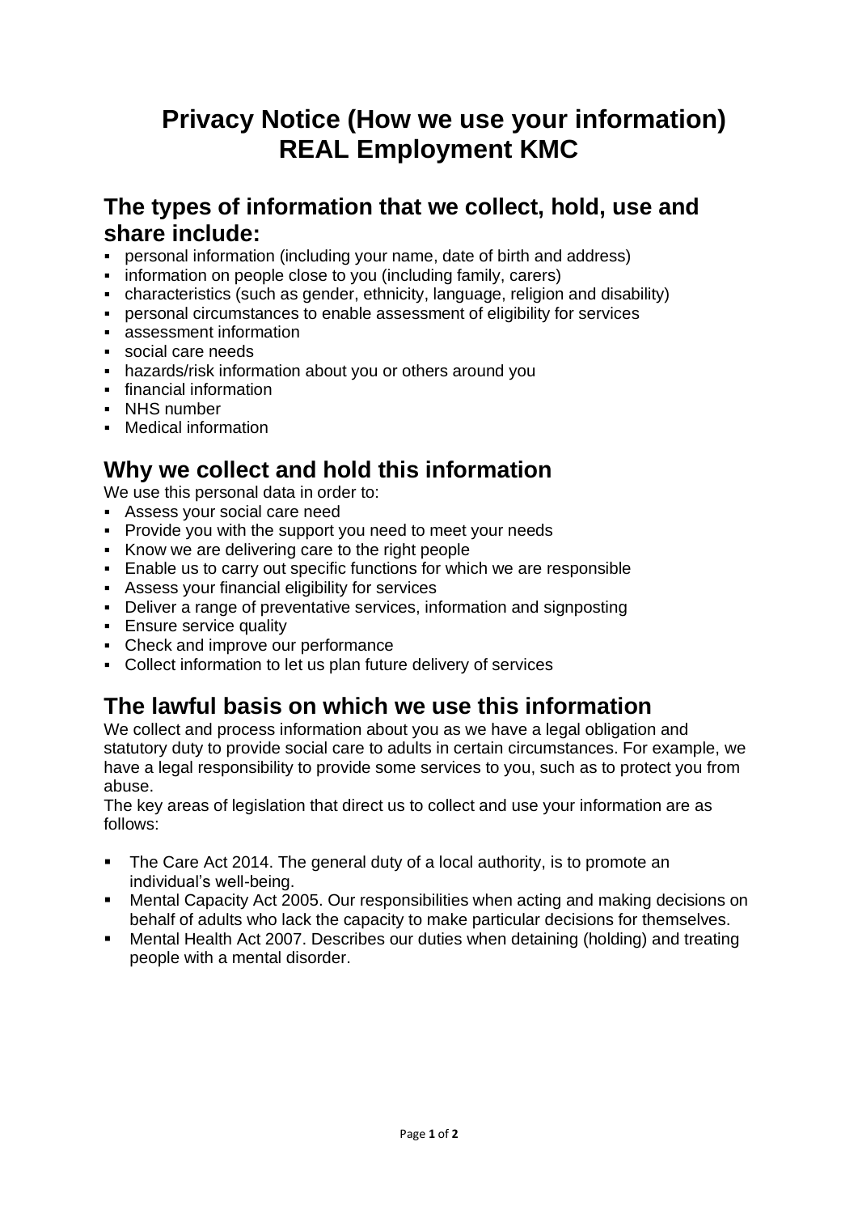# Privacy Notice (How we use your information) REAL Employment KMC

## The types of information that we collect, hold, use and share include:

- personal information (including your name, date of birth and address)
- information on people close to you (including family, carers)
- characteristics (such as gender, ethnicity, language, religion and disability)
- personal circumstances to enable assessment of eligibility for services
- assessment information
- social care needs
- hazards/risk information about you or others around you
- financial information
- NHS number
- Medical information

## Why we collect and hold this information

We use this personal data in order to:

- Assess your social care need
- Provide you with the support you need to meet your needs
- Know we are delivering care to the right people
- Enable us to carry out specific functions for which we are responsible
- Assess your financial eligibility for services
- Deliver a range of preventative services, information and signposting
- Ensure service quality
- Check and improve our performance
- Collect information to let us plan future delivery of services

## The lawful basis on which we use this information

We collect and process information about you as we have a legal obligation and statutory duty to provide social care to adults in certain circumstances. For example, we have a legal responsibility to provide some services to you, such as to protect you from abuse.

The key areas of legislation that direct us to collect and use your information are as follows:

- The Care Act 2014. The general duty of a local authority, is to promote an individual's well-being.
- Mental Capacity Act 2005. Our responsibilities when acting and making decisions on behalf of adults who lack the capacity to make particular decisions for themselves.
- Mental Health Act 2007. Describes our duties when detaining (holding) and treating people with a mental disorder.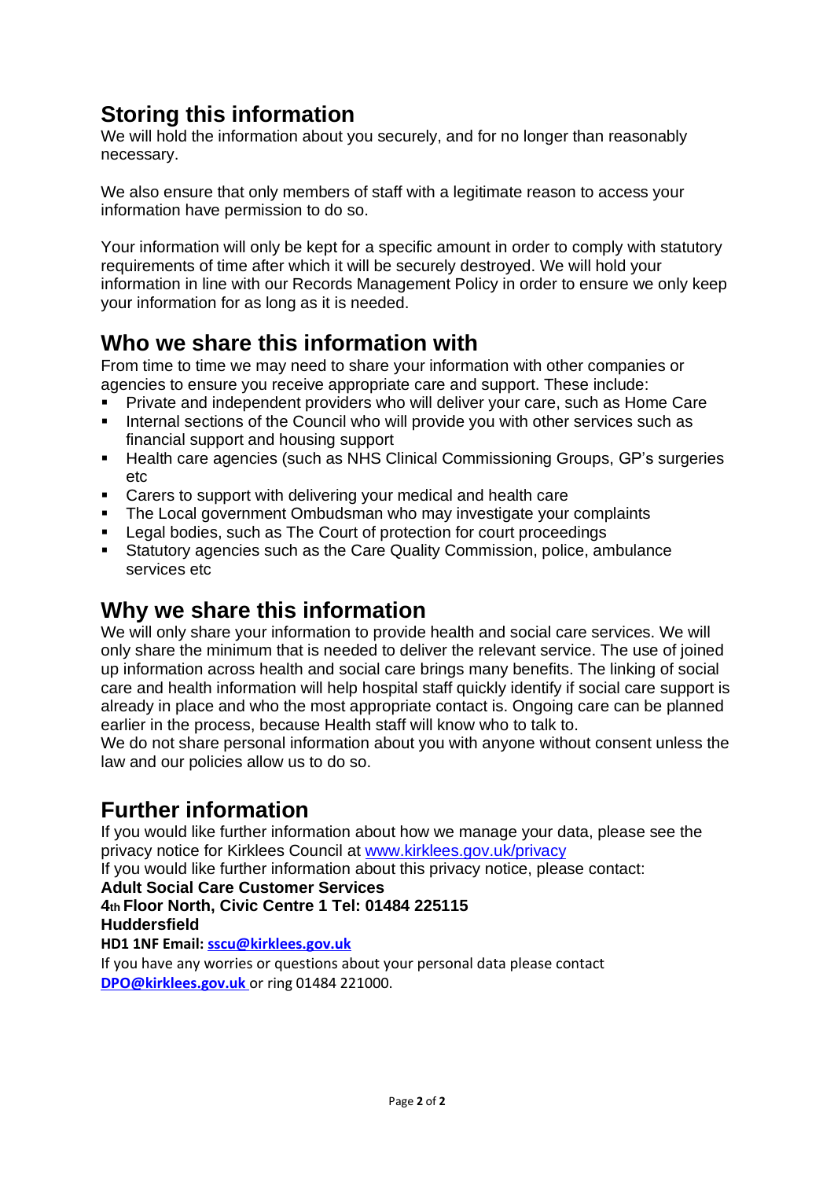## Storing this information

We will hold the information about you securely, and for no longer than reasonably necessary.

We also ensure that only members of staff with a legitimate reason to access your information have permission to do so.

Your information will only be kept for a specific amount in order to comply with statutory requirements of time after which it will be securely destroyed. We will hold your information in line with our Records Management Policy in order to ensure we only keep your information for as long as it is needed.

## Who we share this information with

From time to time we may need to share your information with other companies or agencies to ensure you receive appropriate care and support. These include:

- Private and independent providers who will deliver your care, such as Home Care
- Internal sections of the Council who will provide you with other services such as financial support and housing support
- Health care agencies (such as NHS Clinical Commissioning Groups, GP's surgeries etc
- Carers to support with delivering your medical and health care
- The Local government Ombudsman who may investigate your complaints
- Legal bodies, such as The Court of protection for court proceedings
- Statutory agencies such as the Care Quality Commission, police, ambulance services etc

## Why we share this information

We will only share your information to provide health and social care services. We will only share the minimum that is needed to deliver the relevant service. The use of joined up information across health and social care brings many benefits. The linking of social care and health information will help hospital staff quickly identify if social care support is already in place and who the most appropriate contact is. Ongoing care can be planned earlier in the process, because Health staff will know who to talk to.
We do not share personal information about you with anyone without consent unless the law and our policies allow us to do so.

## Further information

If you would like further information about how we manage your data, please see the privacy notice for Kirklees Council at www.kirklees.gov.uk/privacy
If you would like further information about this privacy notice, please contact:
**Adult Social Care Customer Services**
**4th Floor North, Civic Centre 1 Tel: 01484 225115**
**Huddersfield**
**HD1 1NF Email: sscu@kirklees.gov.uk**
If you have any worries or questions about your personal data please contact **DPO@kirklees.gov.uk** or ring 01484 221000.